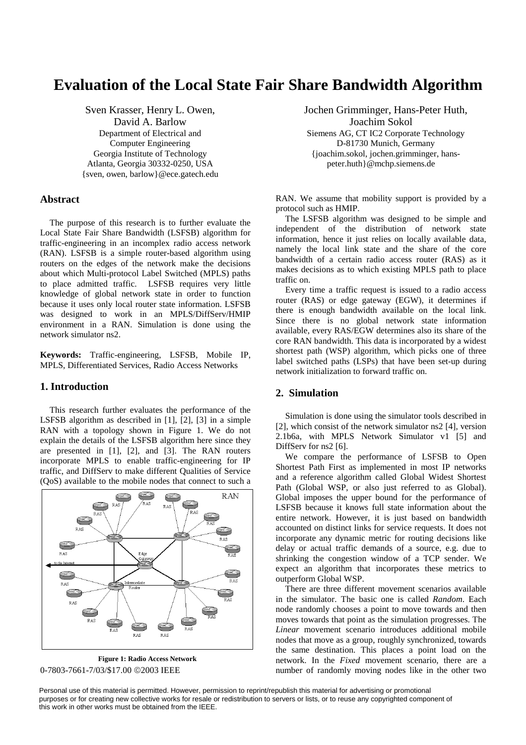# Evaluation of the Local State Fair Share Bandwidth Algorithm

Sven Krasser, Henry L. Owen, David A. Barlow
Department of Electrical and Computer Engineering
Georgia Institute of Technology
Atlanta, Georgia 30332-0250, USA
{sven, owen, barlow}@ece.gatech.edu

Jochen Grimminger, Hans-Peter Huth, Joachim Sokol
Siemens AG, CT IC2 Corporate Technology
D-81730 Munich, Germany
{joachim.sokol, jochen.grimminger, hans-peter.huth}@mchp.siemens.de

## Abstract

The purpose of this research is to further evaluate the Local State Fair Share Bandwidth (LSFSB) algorithm for traffic-engineering in an incomplex radio access network (RAN). LSFSB is a simple router-based algorithm using routers on the edges of the network make the decisions about which Multi-protocol Label Switched (MPLS) paths to place admitted traffic. LSFSB requires very little knowledge of global network state in order to function because it uses only local router state information. LSFSB was designed to work in an MPLS/DiffServ/HMIP environment in a RAN. Simulation is done using the network simulator ns2.

**Keywords:** Traffic-engineering, LSFSB, Mobile IP, MPLS, Differentiated Services, Radio Access Networks

## 1. Introduction

This research further evaluates the performance of the LSFSB algorithm as described in [1], [2], [3] in a simple RAN with a topology shown in Figure 1. We do not explain the details of the LSFSB algorithm here since they are presented in [1], [2], and [3]. The RAN routers incorporate MPLS to enable traffic-engineering for IP traffic, and DiffServ to make different Qualities of Service (QoS) available to the mobile nodes that connect to such a RAN. We assume that mobility support is provided by a protocol such as HMIP.

RAN
RAS
Edge Gateway
to the Internet
Intermediate Router

**Figure 1: Radio Access Network**

The LSFSB algorithm was designed to be simple and independent of the distribution of network state information, hence it just relies on locally available data, namely the local link state and the share of the core bandwidth of a certain radio access router (RAS) as it makes decisions as to which existing MPLS path to place traffic on.

Every time a traffic request is issued to a radio access router (RAS) or edge gateway (EGW), it determines if there is enough bandwidth available on the local link. Since there is no global network state information available, every RAS/EGW determines also its share of the core RAN bandwidth. This data is incorporated by a widest shortest path (WSP) algorithm, which picks one of three label switched paths (LSPs) that have been set-up during network initialization to forward traffic on.

## 2. Simulation

Simulation is done using the simulator tools described in [2], which consist of the network simulator ns2 [4], version 2.1b6a, with MPLS Network Simulator v1 [5] and DiffServ for ns2 [6].

We compare the performance of LSFSB to Open Shortest Path First as implemented in most IP networks and a reference algorithm called Global Widest Shortest Path (Global WSP, or also just referred to as Global). Global imposes the upper bound for the performance of LSFSB because it knows full state information about the entire network. However, it is just based on bandwidth accounted on distinct links for service requests. It does not incorporate any dynamic metric for routing decisions like delay or actual traffic demands of a source, e.g. due to shrinking the congestion window of a TCP sender. We expect an algorithm that incorporates these metrics to outperform Global WSP.

There are three different movement scenarios available in the simulator. The basic one is called *Random*. Each node randomly chooses a point to move towards and then moves towards that point as the simulation progresses. The *Linear* movement scenario introduces additional mobile nodes that move as a group, roughly synchronized, towards the same destination. This places a point load on the network. In the *Fixed* movement scenario, there are a number of randomly moving nodes like in the other two

0-7803-7661-7/03/$17.00 ©2003 IEEE

Personal use of this material is permitted. However, permission to reprint/republish this material for advertising or promotional purposes or for creating new collective works for resale or redistribution to servers or lists, or to reuse any copyrighted component of this work in other works must be obtained from the IEEE.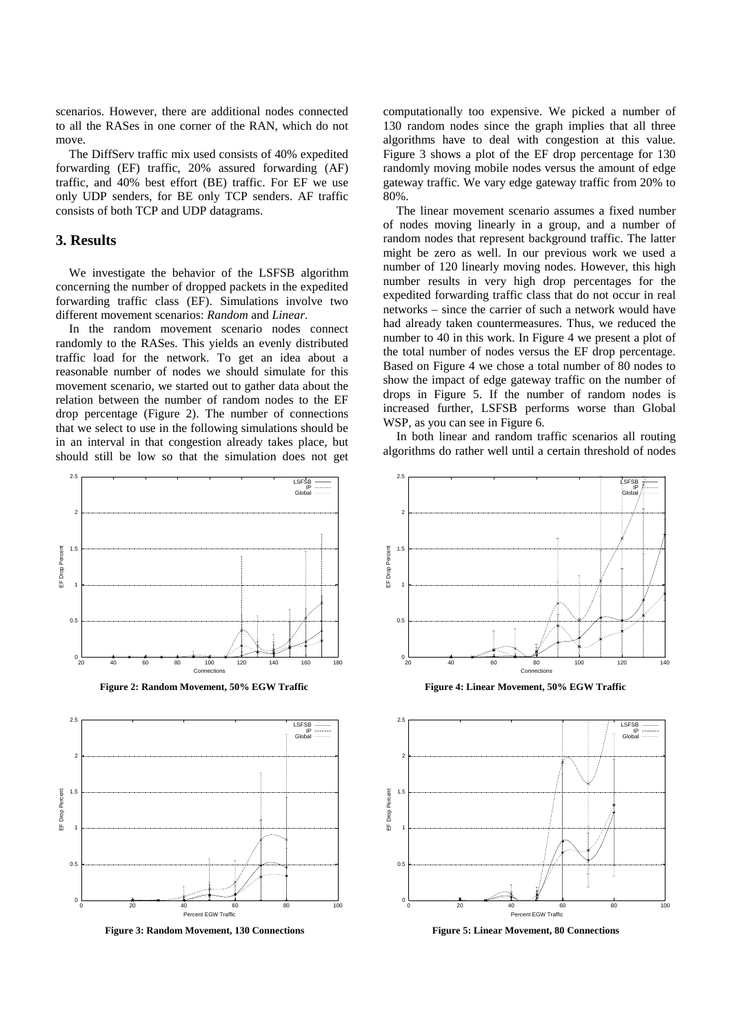scenarios. However, there are additional nodes connected to all the RASes in one corner of the RAN, which do not move.

The DiffServ traffic mix used consists of 40% expedited forwarding (EF) traffic, 20% assured forwarding (AF) traffic, and 40% best effort (BE) traffic. For EF we use only UDP senders, for BE only TCP senders. AF traffic consists of both TCP and UDP datagrams.

## 3. Results

We investigate the behavior of the LSFSB algorithm concerning the number of dropped packets in the expedited forwarding traffic class (EF). Simulations involve two different movement scenarios: *Random* and *Linear*.

In the random movement scenario nodes connect randomly to the RASes. This yields an evenly distributed traffic load for the network. To get an idea about a reasonable number of nodes we should simulate for this movement scenario, we started out to gather data about the relation between the number of random nodes to the EF drop percentage (Figure 2). The number of connections that we select to use in the following simulations should be in an interval in that congestion already takes place, but should still be low so that the simulation does not get computationally too expensive. We picked a number of 130 random nodes since the graph implies that all three algorithms have to deal with congestion at this value. Figure 3 shows a plot of the EF drop percentage for 130 randomly moving mobile nodes versus the amount of edge gateway traffic. We vary edge gateway traffic from 20% to 80%.

The linear movement scenario assumes a fixed number of nodes moving linearly in a group, and a number of random nodes that represent background traffic. The latter might be zero as well. In our previous work we used a number of 120 linearly moving nodes. However, this high number results in very high drop percentages for the expedited forwarding traffic class that do not occur in real networks – since the carrier of such a network would have had already taken countermeasures. Thus, we reduced the number to 40 in this work. In Figure 4 we present a plot of the total number of nodes versus the EF drop percentage. Based on Figure 4 we chose a total number of 80 nodes to show the impact of edge gateway traffic on the number of drops in Figure 5. If the number of random nodes is increased further, LSFSB performs worse than Global WSP, as you can see in Figure 6.

In both linear and random traffic scenarios all routing algorithms do rather well until a certain threshold of nodes

**Figure 2: Random Movement, 50% EGW Traffic**

**Figure 3: Random Movement, 130 Connections**

**Figure 4: Linear Movement, 50% EGW Traffic**

**Figure 5: Linear Movement, 80 Connections**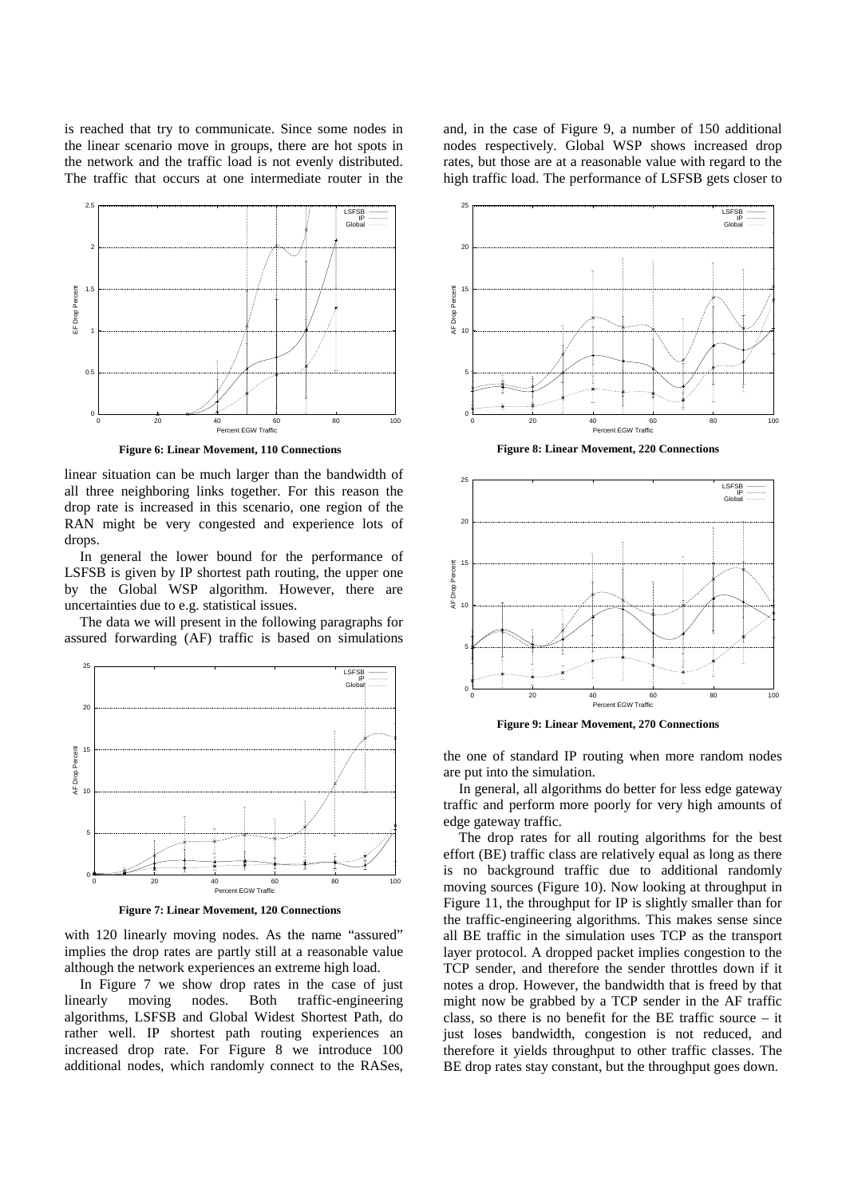is reached that try to communicate. Since some nodes in the linear scenario move in groups, there are hot spots in the network and the traffic load is not evenly distributed. The traffic that occurs at one intermediate router in the linear situation can be much larger than the bandwidth of all three neighboring links together. For this reason the drop rate is increased in this scenario, one region of the RAN might be very congested and experience lots of drops.

**Figure 6: Linear Movement, 110 Connections**

In general the lower bound for the performance of LSFSB is given by IP shortest path routing, the upper one by the Global WSP algorithm. However, there are uncertainties due to e.g. statistical issues.

The data we will present in the following paragraphs for assured forwarding (AF) traffic is based on simulations with 120 linearly moving nodes. As the name "assured" implies the drop rates are partly still at a reasonable value although the network experiences an extreme high load.

**Figure 7: Linear Movement, 120 Connections**

In Figure 7 we show drop rates in the case of just linearly moving nodes. Both traffic-engineering algorithms, LSFSB and Global Widest Shortest Path, do rather well. IP shortest path routing experiences an increased drop rate. For Figure 8 we introduce 100 additional nodes, which randomly connect to the RASes, and, in the case of Figure 9, a number of 150 additional nodes respectively. Global WSP shows increased drop rates, but those are at a reasonable value with regard to the high traffic load. The performance of LSFSB gets closer to the one of standard IP routing when more random nodes are put into the simulation.

**Figure 8: Linear Movement, 220 Connections**

**Figure 9: Linear Movement, 270 Connections**

In general, all algorithms do better for less edge gateway traffic and perform more poorly for very high amounts of edge gateway traffic.

The drop rates for all routing algorithms for the best effort (BE) traffic class are relatively equal as long as there is no background traffic due to additional randomly moving sources (Figure 10). Now looking at throughput in Figure 11, the throughput for IP is slightly smaller than for the traffic-engineering algorithms. This makes sense since all BE traffic in the simulation uses TCP as the transport layer protocol. A dropped packet implies congestion to the TCP sender, and therefore the sender throttles down if it notes a drop. However, the bandwidth that is freed by that might now be grabbed by a TCP sender in the AF traffic class, so there is no benefit for the BE traffic source – it just loses bandwidth, congestion is not reduced, and therefore it yields throughput to other traffic classes. The BE drop rates stay constant, but the throughput goes down.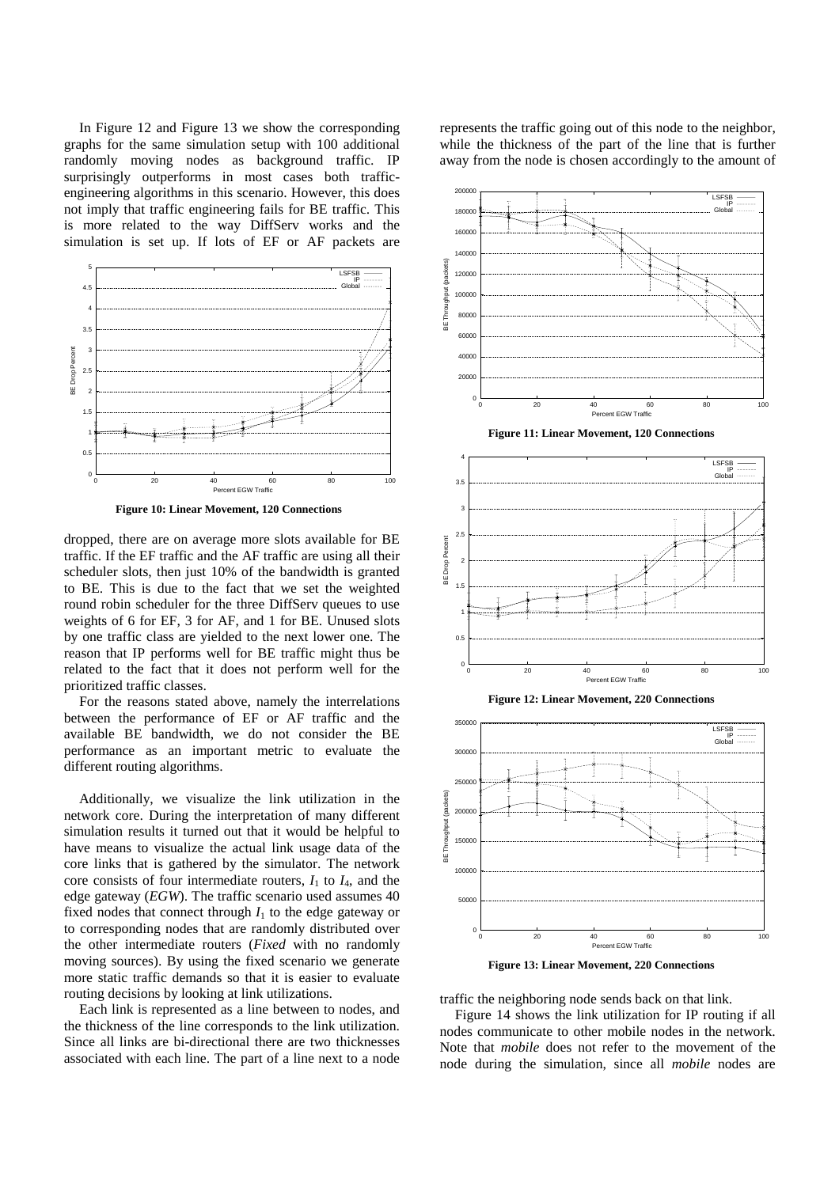In Figure 12 and Figure 13 we show the corresponding graphs for the same simulation setup with 100 additional randomly moving nodes as background traffic. IP surprisingly outperforms in most cases both traffic-engineering algorithms in this scenario. However, this does not imply that traffic engineering fails for BE traffic. This is more related to the way DiffServ works and the simulation is set up. If lots of EF or AF packets are dropped, there are on average more slots available for BE traffic. If the EF traffic and the AF traffic are using all their scheduler slots, then just 10% of the bandwidth is granted to BE. This is due to the fact that we set the weighted round robin scheduler for the three DiffServ queues to use weights of 6 for EF, 3 for AF, and 1 for BE. Unused slots by one traffic class are yielded to the next lower one. The reason that IP performs well for BE traffic might thus be related to the fact that it does not perform well for the prioritized traffic classes.

**Figure 10: Linear Movement, 120 Connections**

For the reasons stated above, namely the interrelations between the performance of EF or AF traffic and the available BE bandwidth, we do not consider the BE performance as an important metric to evaluate the different routing algorithms.

Additionally, we visualize the link utilization in the network core. During the interpretation of many different simulation results it turned out that it would be helpful to have means to visualize the actual link usage data of the core links that is gathered by the simulator. The network core consists of four intermediate routers, $I_1$ to $I_4$, and the edge gateway (*EGW*). The traffic scenario used assumes 40 fixed nodes that connect through $I_1$ to the edge gateway or to corresponding nodes that are randomly distributed over the other intermediate routers (*Fixed* with no randomly moving sources). By using the fixed scenario we generate more static traffic demands so that it is easier to evaluate routing decisions by looking at link utilizations.

Each link is represented as a line between to nodes, and the thickness of the line corresponds to the link utilization. Since all links are bi-directional there are two thicknesses associated with each line. The part of a line next to a node represents the traffic going out of this node to the neighbor, while the thickness of the part of the line that is further away from the node is chosen accordingly to the amount of traffic the neighboring node sends back on that link.

**Figure 11: Linear Movement, 120 Connections**

**Figure 12: Linear Movement, 220 Connections**

**Figure 13: Linear Movement, 220 Connections**

Figure 14 shows the link utilization for IP routing if all nodes communicate to other mobile nodes in the network. Note that *mobile* does not refer to the movement of the node during the simulation, since all *mobile* nodes are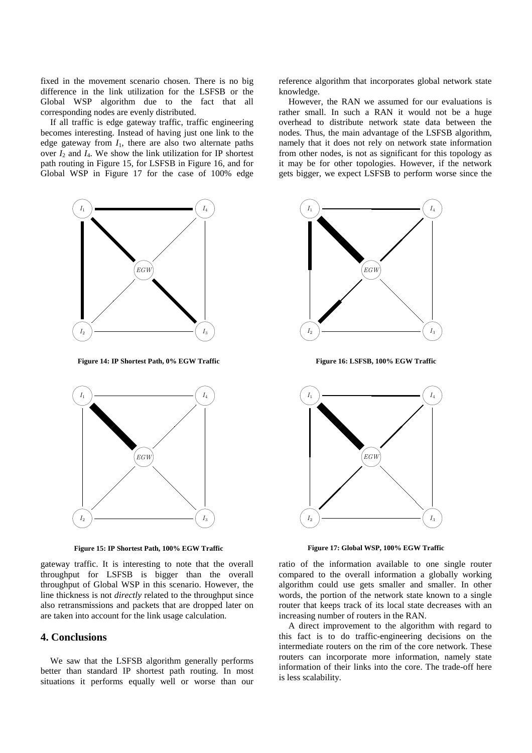fixed in the movement scenario chosen. There is no big difference in the link utilization for the LSFSB or the Global WSP algorithm due to the fact that all corresponding nodes are evenly distributed.

If all traffic is edge gateway traffic, traffic engineering becomes interesting. Instead of having just one link to the edge gateway from $I_1$, there are also two alternate paths over $I_2$ and $I_4$. We show the link utilization for IP shortest path routing in Figure 15, for LSFSB in Figure 16, and for Global WSP in Figure 17 for the case of 100% edge gateway traffic. It is interesting to note that the overall throughput for LSFSB is bigger than the overall throughput of Global WSP in this scenario. However, the line thickness is not *directly* related to the throughput since also retransmissions and packets that are dropped later on are taken into account for the link usage calculation.

**Figure 14: IP Shortest Path, 0% EGW Traffic**

**Figure 15: IP Shortest Path, 100% EGW Traffic**

## 4. Conclusions

We saw that the LSFSB algorithm generally performs better than standard IP shortest path routing. In most situations it performs equally well or worse than our reference algorithm that incorporates global network state knowledge.

However, the RAN we assumed for our evaluations is rather small. In such a RAN it would not be a huge overhead to distribute network state data between the nodes. Thus, the main advantage of the LSFSB algorithm, namely that it does not rely on network state information from other nodes, is not as significant for this topology as it may be for other topologies. However, if the network gets bigger, we expect LSFSB to perform worse since the ratio of the information available to one single router compared to the overall information a globally working algorithm could use gets smaller and smaller. In other words, the portion of the network state known to a single router that keeps track of its local state decreases with an increasing number of routers in the RAN.

A direct improvement to the algorithm with regard to this fact is to do traffic-engineering decisions on the intermediate routers on the rim of the core network. These routers can incorporate more information, namely state information of their links into the core. The trade-off here is less scalability.

**Figure 16: LSFSB, 100% EGW Traffic**

**Figure 17: Global WSP, 100% EGW Traffic**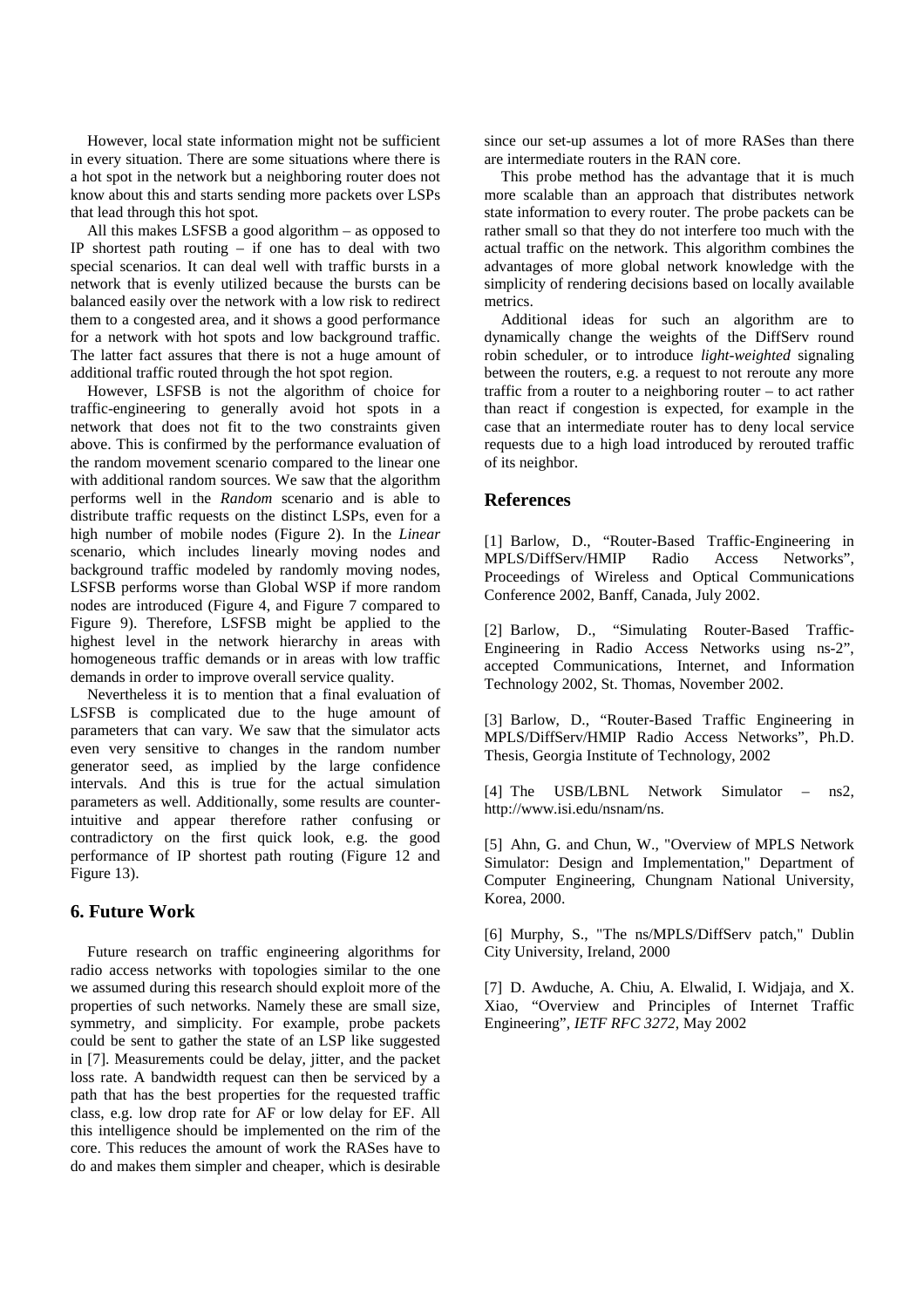However, local state information might not be sufficient in every situation. There are some situations where there is a hot spot in the network but a neighboring router does not know about this and starts sending more packets over LSPs that lead through this hot spot.

All this makes LSFSB a good algorithm – as opposed to IP shortest path routing – if one has to deal with two special scenarios. It can deal well with traffic bursts in a network that is evenly utilized because the bursts can be balanced easily over the network with a low risk to redirect them to a congested area, and it shows a good performance for a network with hot spots and low background traffic. The latter fact assures that there is not a huge amount of additional traffic routed through the hot spot region.

However, LSFSB is not the algorithm of choice for traffic-engineering to generally avoid hot spots in a network that does not fit to the two constraints given above. This is confirmed by the performance evaluation of the random movement scenario compared to the linear one with additional random sources. We saw that the algorithm performs well in the *Random* scenario and is able to distribute traffic requests on the distinct LSPs, even for a high number of mobile nodes (Figure 2). In the *Linear* scenario, which includes linearly moving nodes and background traffic modeled by randomly moving nodes, LSFSB performs worse than Global WSP if more random nodes are introduced (Figure 4, and Figure 7 compared to Figure 9). Therefore, LSFSB might be applied to the highest level in the network hierarchy in areas with homogeneous traffic demands or in areas with low traffic demands in order to improve overall service quality.

Nevertheless it is to mention that a final evaluation of LSFSB is complicated due to the huge amount of parameters that can vary. We saw that the simulator acts even very sensitive to changes in the random number generator seed, as implied by the large confidence intervals. And this is true for the actual simulation parameters as well. Additionally, some results are counter-intuitive and appear therefore rather confusing or contradictory on the first quick look, e.g. the good performance of IP shortest path routing (Figure 12 and Figure 13).

## 6. Future Work

Future research on traffic engineering algorithms for radio access networks with topologies similar to the one we assumed during this research should exploit more of the properties of such networks. Namely these are small size, symmetry, and simplicity. For example, probe packets could be sent to gather the state of an LSP like suggested in [7]. Measurements could be delay, jitter, and the packet loss rate. A bandwidth request can then be serviced by a path that has the best properties for the requested traffic class, e.g. low drop rate for AF or low delay for EF. All this intelligence should be implemented on the rim of the core. This reduces the amount of work the RASes have to do and makes them simpler and cheaper, which is desirable since our set-up assumes a lot of more RASes than there are intermediate routers in the RAN core.

This probe method has the advantage that it is much more scalable than an approach that distributes network state information to every router. The probe packets can be rather small so that they do not interfere too much with the actual traffic on the network. This algorithm combines the advantages of more global network knowledge with the simplicity of rendering decisions based on locally available metrics.

Additional ideas for such an algorithm are to dynamically change the weights of the DiffServ round robin scheduler, or to introduce *light-weighted* signaling between the routers, e.g. a request to not reroute any more traffic from a router to a neighboring router – to act rather than react if congestion is expected, for example in the case that an intermediate router has to deny local service requests due to a high load introduced by rerouted traffic of its neighbor.

## References

[1] Barlow, D., "Router-Based Traffic-Engineering in MPLS/DiffServ/HMIP Radio Access Networks", Proceedings of Wireless and Optical Communications Conference 2002, Banff, Canada, July 2002.

[2] Barlow, D., "Simulating Router-Based Traffic-Engineering in Radio Access Networks using ns-2", accepted Communications, Internet, and Information Technology 2002, St. Thomas, November 2002.

[3] Barlow, D., "Router-Based Traffic Engineering in MPLS/DiffServ/HMIP Radio Access Networks", Ph.D. Thesis, Georgia Institute of Technology, 2002

[4] The USB/LBNL Network Simulator – ns2, http://www.isi.edu/nsnam/ns.

[5] Ahn, G. and Chun, W., "Overview of MPLS Network Simulator: Design and Implementation," Department of Computer Engineering, Chungnam National University, Korea, 2000.

[6] Murphy, S., "The ns/MPLS/DiffServ patch," Dublin City University, Ireland, 2000

[7] D. Awduche, A. Chiu, A. Elwalid, I. Widjaja, and X. Xiao, "Overview and Principles of Internet Traffic Engineering", *IETF RFC 3272*, May 2002